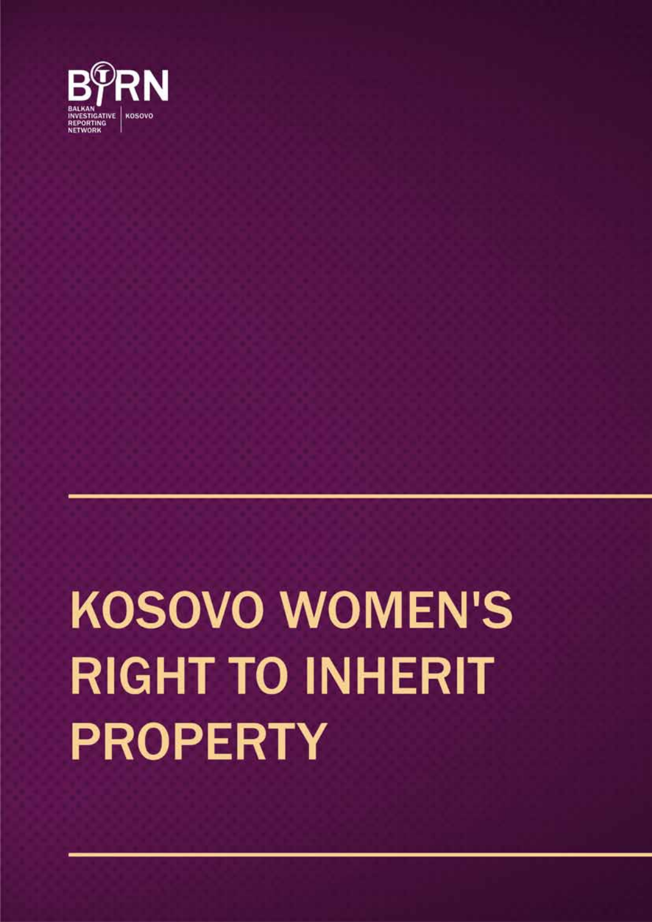BIRN

BALKAN INVESTIGATIVE REPORTING NETWORK | KOSOVO

# KOSOVO WOMEN'S RIGHT TO INHERIT PROPERTY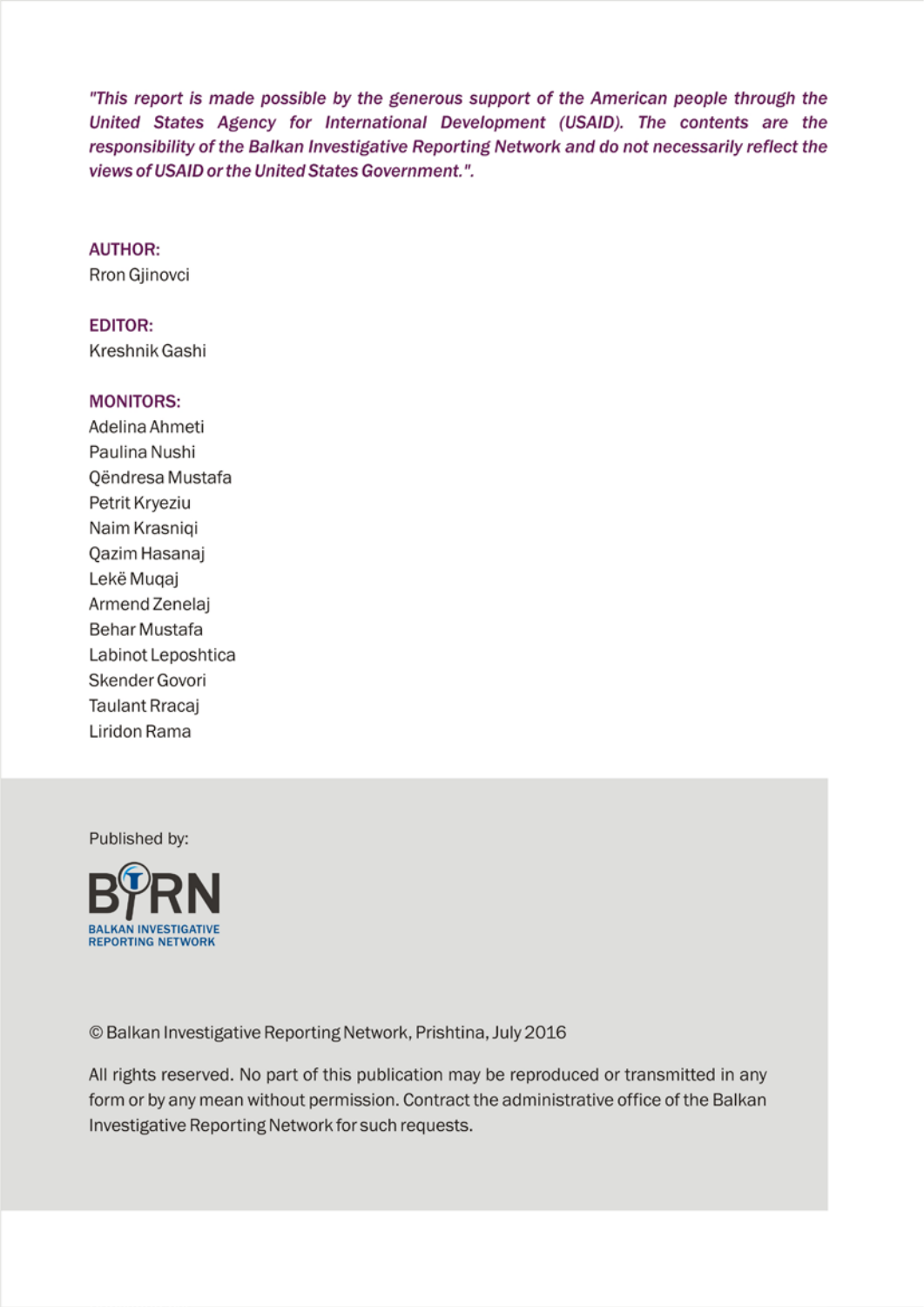*"This report is made possible by the generous support of the American people through the United States Agency for International Development (USAID). The contents are the responsibility of the Balkan Investigative Reporting Network and do not necessarily reflect the views of USAID or the United States Government.".*

**AUTHOR:**
Rron Gjinovci

**EDITOR:**
Kreshnik Gashi

**MONITORS:**
Adelina Ahmeti
Paulina Nushi
Qëndresa Mustafa
Petrit Kryeziu
Naim Krasniqi
Qazim Hasanaj
Lekë Muqaj
Armend Zenelaj
Behar Mustafa
Labinot Leposhtica
Skender Govori
Taulant Rracaj
Liridon Rama

Published by:

BIRN
BALKAN INVESTIGATIVE REPORTING NETWORK

© Balkan Investigative Reporting Network, Prishtina, July 2016

All rights reserved. No part of this publication may be reproduced or transmitted in any form or by any mean without permission. Contract the administrative office of the Balkan Investigative Reporting Network for such requests.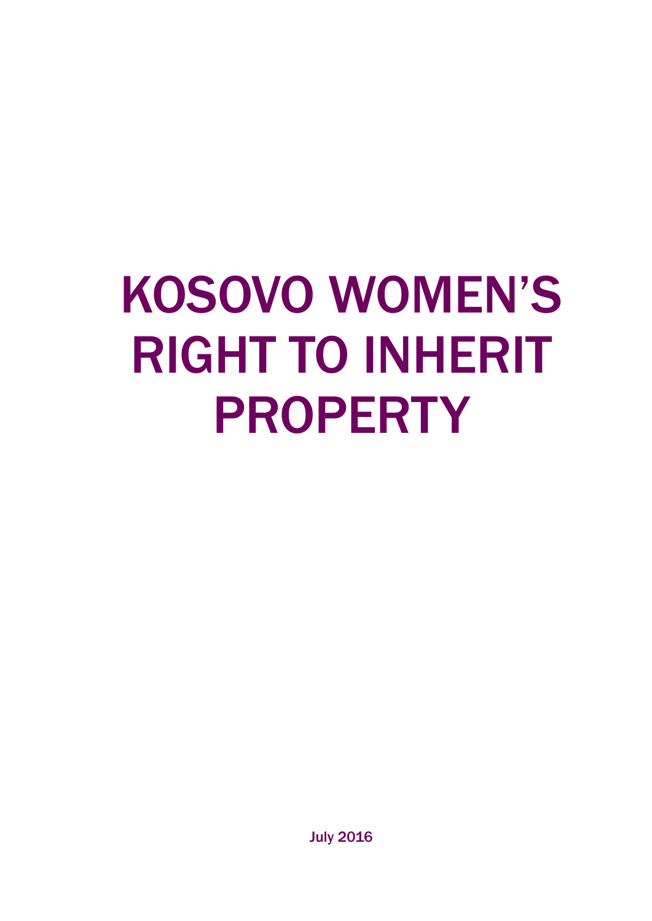# KOSOVO WOMEN'S RIGHT TO INHERIT PROPERTY

July 2016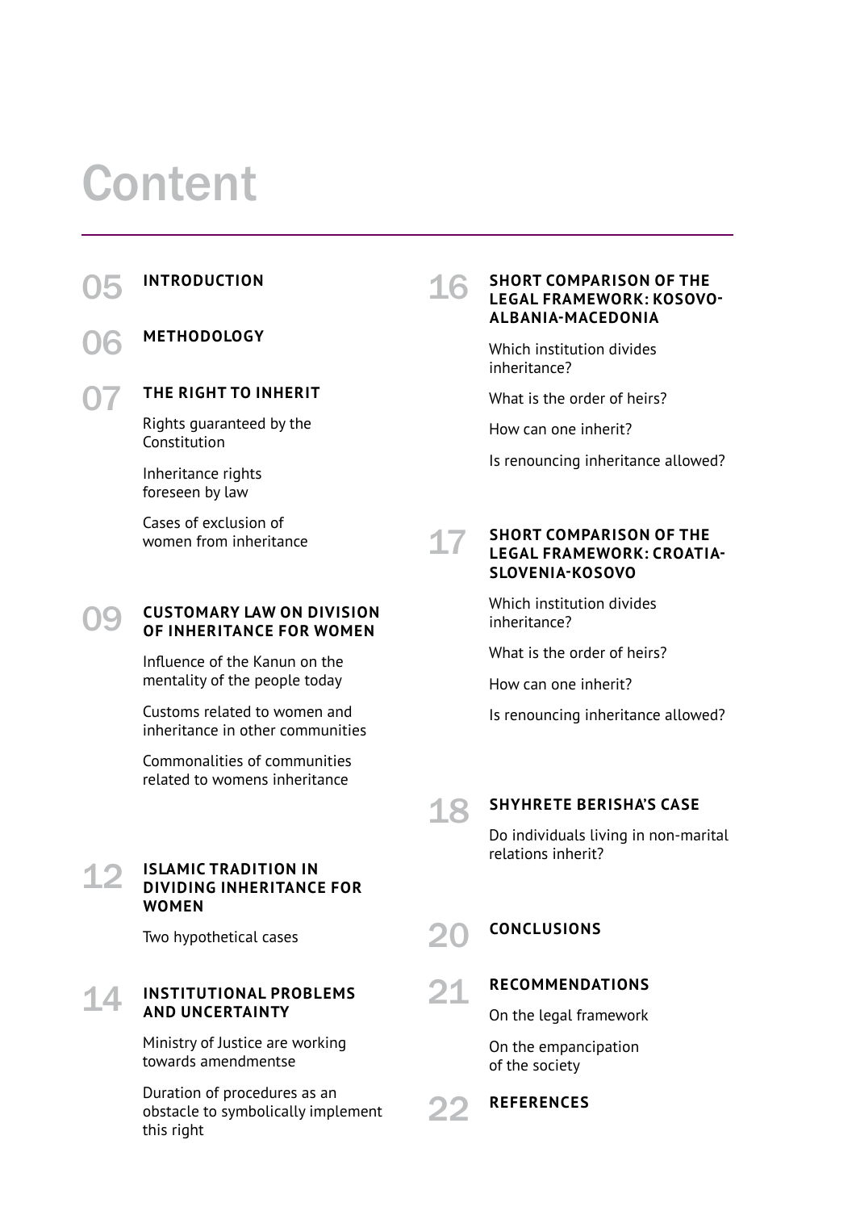# Content

**05 INTRODUCTION**

**06 METHODOLOGY**

**07 THE RIGHT TO INHERIT**

- Rights guaranteed by the Constitution
- Inheritance rights foreseen by law
- Cases of exclusion of women from inheritance

**09 CUSTOMARY LAW ON DIVISION OF INHERITANCE FOR WOMEN**

- Influence of the Kanun on the mentality of the people today
- Customs related to women and inheritance in other communities
- Commonalities of communities related to womens inheritance

**12 ISLAMIC TRADITION IN DIVIDING INHERITANCE FOR WOMEN**

- Two hypothetical cases

**14 INSTITUTIONAL PROBLEMS AND UNCERTAINTY**

- Ministry of Justice are working towards amendmentse
- Duration of procedures as an obstacle to symbolically implement this right

**16 SHORT COMPARISON OF THE LEGAL FRAMEWORK: KOSOVO-ALBANIA-MACEDONIA**

- Which institution divides inheritance?
- What is the order of heirs?
- How can one inherit?
- Is renouncing inheritance allowed?

**17 SHORT COMPARISON OF THE LEGAL FRAMEWORK: CROATIA-SLOVENIA-KOSOVO**

- Which institution divides inheritance?
- What is the order of heirs?
- How can one inherit?
- Is renouncing inheritance allowed?

**18 SHYHRETE BERISHA'S CASE**

- Do individuals living in non-marital relations inherit?

**20 CONCLUSIONS**

**21 RECOMMENDATIONS**

- On the legal framework
- On the empancipation of the society

**22 REFERENCES**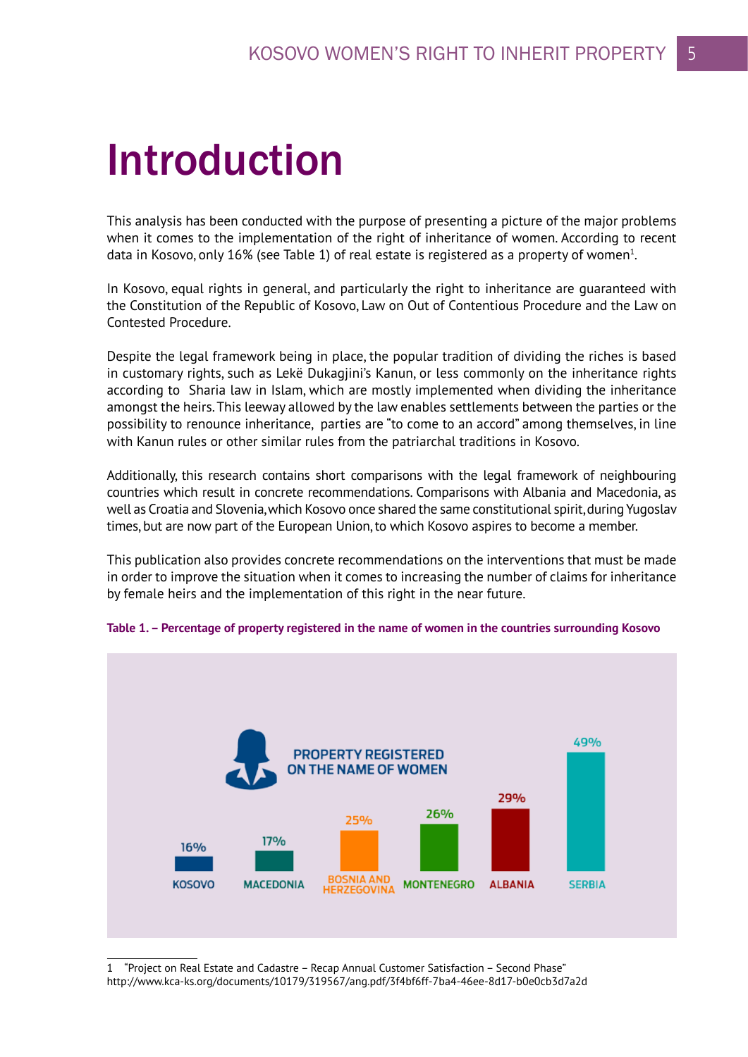# Introduction

This analysis has been conducted with the purpose of presenting a picture of the major problems when it comes to the implementation of the right of inheritance of women. According to recent data in Kosovo, only 16% (see Table 1) of real estate is registered as a property of women[1].

In Kosovo, equal rights in general, and particularly the right to inheritance are guaranteed with the Constitution of the Republic of Kosovo, Law on Out of Contentious Procedure and the Law on Contested Procedure.

Despite the legal framework being in place, the popular tradition of dividing the riches is based in customary rights, such as Lekë Dukagjini's Kanun, or less commonly on the inheritance rights according to Sharia law in Islam, which are mostly implemented when dividing the inheritance amongst the heirs. This leeway allowed by the law enables settlements between the parties or the possibility to renounce inheritance, parties are "to come to an accord" among themselves, in line with Kanun rules or other similar rules from the patriarchal traditions in Kosovo.

Additionally, this research contains short comparisons with the legal framework of neighbouring countries which result in concrete recommendations. Comparisons with Albania and Macedonia, as well as Croatia and Slovenia, which Kosovo once shared the same constitutional spirit, during Yugoslav times, but are now part of the European Union, to which Kosovo aspires to become a member.

This publication also provides concrete recommendations on the interventions that must be made in order to improve the situation when it comes to increasing the number of claims for inheritance by female heirs and the implementation of this right in the near future.

**Table 1. – Percentage of property registered in the name of women in the countries surrounding Kosovo**

PROPERTY REGISTERED ON THE NAME OF WOMEN

| Country | Percentage |
|---|---|
| KOSOVO | 16% |
| MACEDONIA | 17% |
| BOSNIA AND HERZEGOVINA | 25% |
| MONTENEGRO | 26% |
| ALBANIA | 29% |
| SERBIA | 49% |

1 "Project on Real Estate and Cadastre – Recap Annual Customer Satisfaction – Second Phase" http://www.kca-ks.org/documents/10179/319567/ang.pdf/3f4bf6ff-7ba4-46ee-8d17-b0e0cb3d7a2d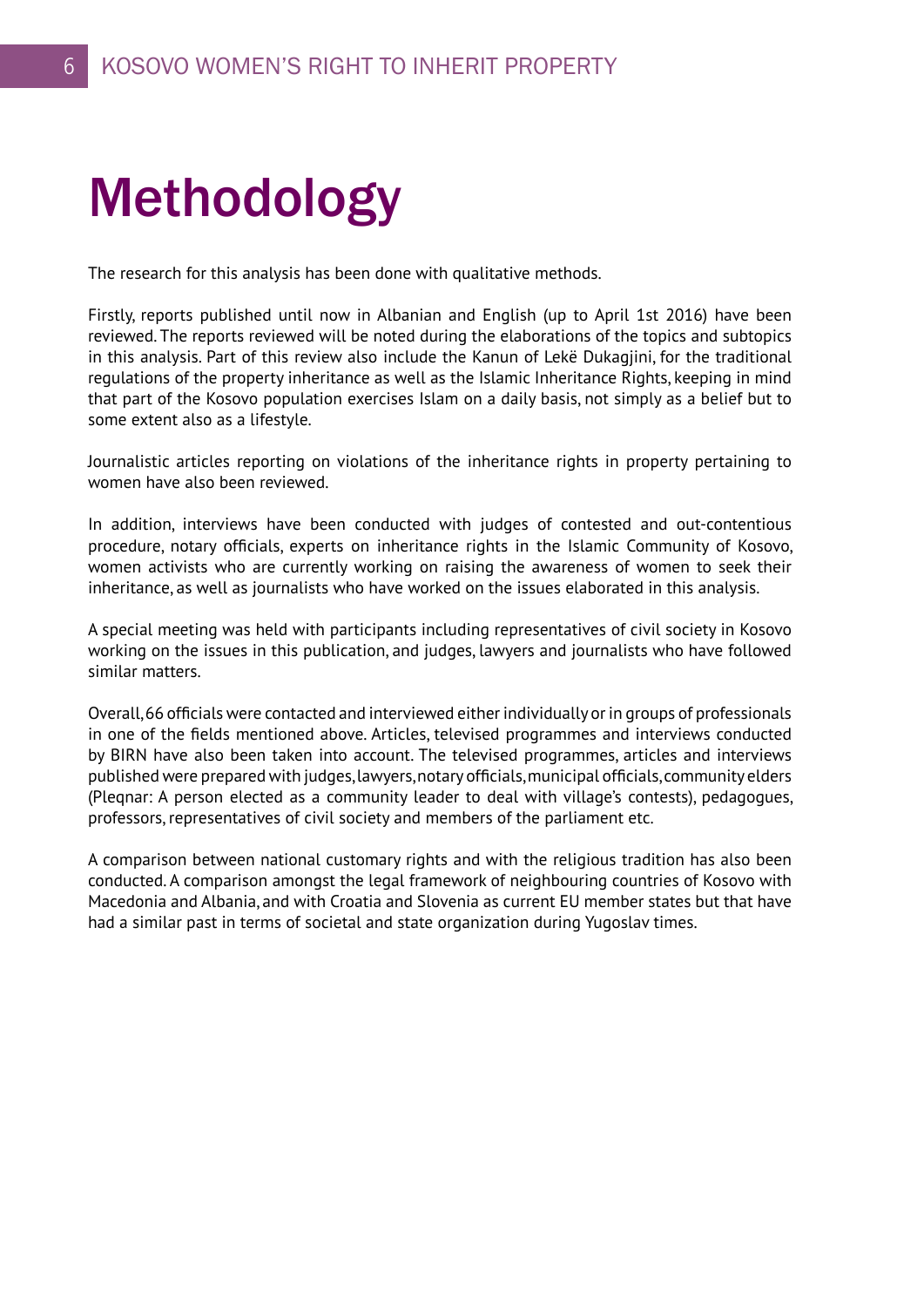# Methodology

The research for this analysis has been done with qualitative methods.

Firstly, reports published until now in Albanian and English (up to April 1st 2016) have been reviewed. The reports reviewed will be noted during the elaborations of the topics and subtopics in this analysis. Part of this review also include the Kanun of Lekë Dukagjini, for the traditional regulations of the property inheritance as well as the Islamic Inheritance Rights, keeping in mind that part of the Kosovo population exercises Islam on a daily basis, not simply as a belief but to some extent also as a lifestyle.

Journalistic articles reporting on violations of the inheritance rights in property pertaining to women have also been reviewed.

In addition, interviews have been conducted with judges of contested and out-contentious procedure, notary officials, experts on inheritance rights in the Islamic Community of Kosovo, women activists who are currently working on raising the awareness of women to seek their inheritance, as well as journalists who have worked on the issues elaborated in this analysis.

A special meeting was held with participants including representatives of civil society in Kosovo working on the issues in this publication, and judges, lawyers and journalists who have followed similar matters.

Overall, 66 officials were contacted and interviewed either individually or in groups of professionals in one of the fields mentioned above. Articles, televised programmes and interviews conducted by BIRN have also been taken into account. The televised programmes, articles and interviews published were prepared with judges, lawyers, notary officials, municipal officials, community elders (Pleqnar: A person elected as a community leader to deal with village's contests), pedagogues, professors, representatives of civil society and members of the parliament etc.

A comparison between national customary rights and with the religious tradition has also been conducted. A comparison amongst the legal framework of neighbouring countries of Kosovo with Macedonia and Albania, and with Croatia and Slovenia as current EU member states but that have had a similar past in terms of societal and state organization during Yugoslav times.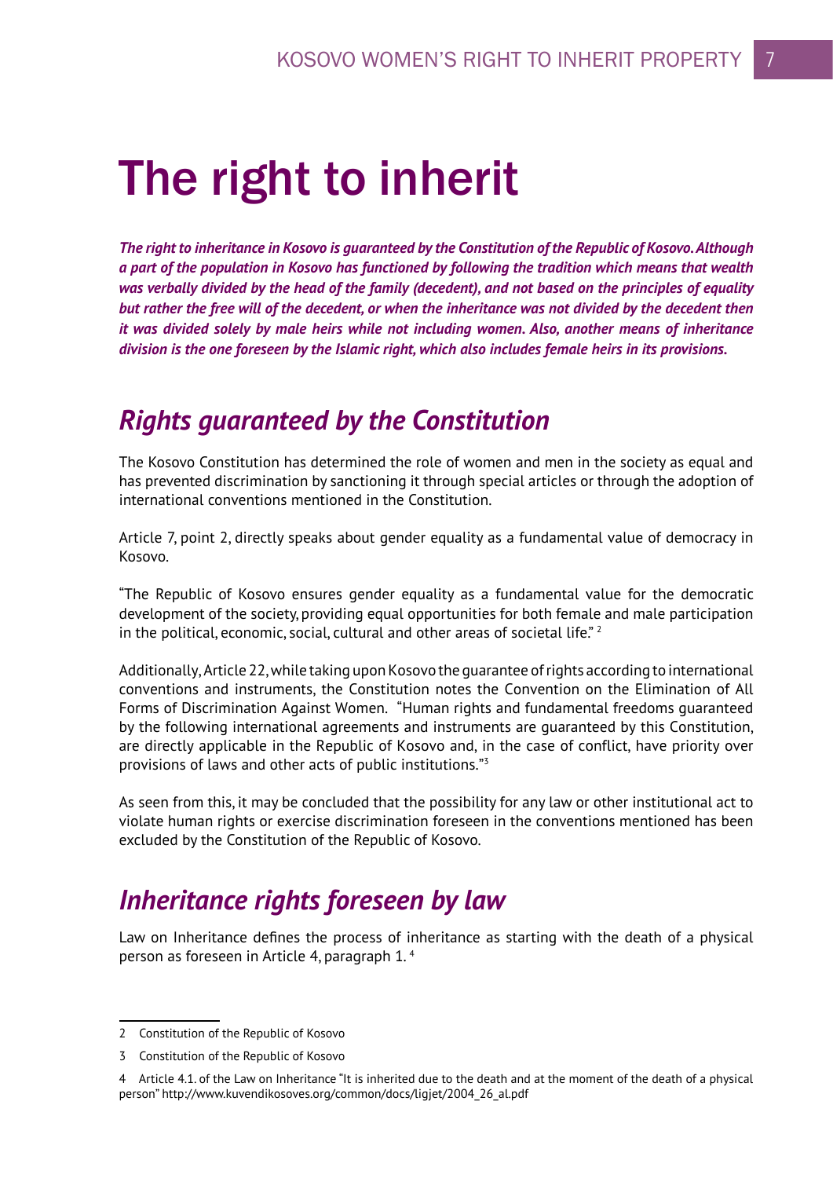# The right to inherit

***The right to inheritance in Kosovo is guaranteed by the Constitution of the Republic of Kosovo. Although a part of the population in Kosovo has functioned by following the tradition which means that wealth was verbally divided by the head of the family (decedent), and not based on the principles of equality but rather the free will of the decedent, or when the inheritance was not divided by the decedent then it was divided solely by male heirs while not including women. Also, another means of inheritance division is the one foreseen by the Islamic right, which also includes female heirs in its provisions.***

## *Rights guaranteed by the Constitution*

The Kosovo Constitution has determined the role of women and men in the society as equal and has prevented discrimination by sanctioning it through special articles or through the adoption of international conventions mentioned in the Constitution.

Article 7, point 2, directly speaks about gender equality as a fundamental value of democracy in Kosovo.

"The Republic of Kosovo ensures gender equality as a fundamental value for the democratic development of the society, providing equal opportunities for both female and male participation in the political, economic, social, cultural and other areas of societal life." [2]

Additionally, Article 22, while taking upon Kosovo the guarantee of rights according to international conventions and instruments, the Constitution notes the Convention on the Elimination of All Forms of Discrimination Against Women. "Human rights and fundamental freedoms guaranteed by the following international agreements and instruments are guaranteed by this Constitution, are directly applicable in the Republic of Kosovo and, in the case of conflict, have priority over provisions of laws and other acts of public institutions."[3]

As seen from this, it may be concluded that the possibility for any law or other institutional act to violate human rights or exercise discrimination foreseen in the conventions mentioned has been excluded by the Constitution of the Republic of Kosovo.

## *Inheritance rights foreseen by law*

Law on Inheritance defines the process of inheritance as starting with the death of a physical person as foreseen in Article 4, paragraph 1. [4]

---

2 Constitution of the Republic of Kosovo

3 Constitution of the Republic of Kosovo

4 Article 4.1. of the Law on Inheritance "It is inherited due to the death and at the moment of the death of a physical person" http://www.kuvendikosoves.org/common/docs/ligjet/2004_26_al.pdf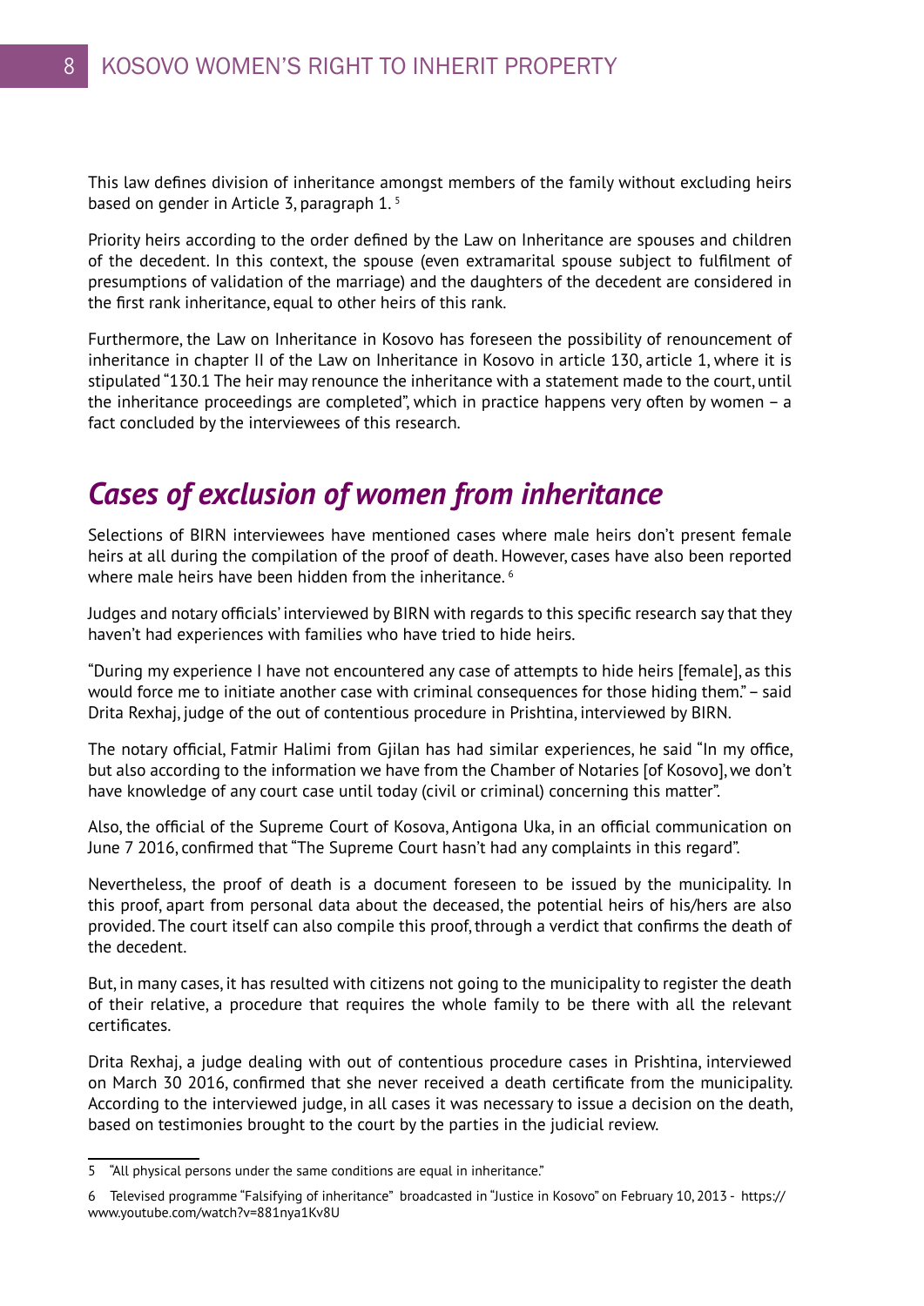This law defines division of inheritance amongst members of the family without excluding heirs based on gender in Article 3, paragraph 1. [5]

Priority heirs according to the order defined by the Law on Inheritance are spouses and children of the decedent. In this context, the spouse (even extramarital spouse subject to fulfilment of presumptions of validation of the marriage) and the daughters of the decedent are considered in the first rank inheritance, equal to other heirs of this rank.

Furthermore, the Law on Inheritance in Kosovo has foreseen the possibility of renouncement of inheritance in chapter II of the Law on Inheritance in Kosovo in article 130, article 1, where it is stipulated "130.1 The heir may renounce the inheritance with a statement made to the court, until the inheritance proceedings are completed", which in practice happens very often by women – a fact concluded by the interviewees of this research.

## *Cases of exclusion of women from inheritance*

Selections of BIRN interviewees have mentioned cases where male heirs don't present female heirs at all during the compilation of the proof of death. However, cases have also been reported where male heirs have been hidden from the inheritance. [6]

Judges and notary officials' interviewed by BIRN with regards to this specific research say that they haven't had experiences with families who have tried to hide heirs.

"During my experience I have not encountered any case of attempts to hide heirs [female], as this would force me to initiate another case with criminal consequences for those hiding them." – said Drita Rexhaj, judge of the out of contentious procedure in Prishtina, interviewed by BIRN.

The notary official, Fatmir Halimi from Gjilan has had similar experiences, he said "In my office, but also according to the information we have from the Chamber of Notaries [of Kosovo], we don't have knowledge of any court case until today (civil or criminal) concerning this matter".

Also, the official of the Supreme Court of Kosova, Antigona Uka, in an official communication on June 7 2016, confirmed that "The Supreme Court hasn't had any complaints in this regard".

Nevertheless, the proof of death is a document foreseen to be issued by the municipality. In this proof, apart from personal data about the deceased, the potential heirs of his/hers are also provided. The court itself can also compile this proof, through a verdict that confirms the death of the decedent.

But, in many cases, it has resulted with citizens not going to the municipality to register the death of their relative, a procedure that requires the whole family to be there with all the relevant certificates.

Drita Rexhaj, a judge dealing with out of contentious procedure cases in Prishtina, interviewed on March 30 2016, confirmed that she never received a death certificate from the municipality. According to the interviewed judge, in all cases it was necessary to issue a decision on the death, based on testimonies brought to the court by the parties in the judicial review.

---

5 "All physical persons under the same conditions are equal in inheritance."

6 Televised programme "Falsifying of inheritance" broadcasted in "Justice in Kosovo" on February 10, 2013 - https://www.youtube.com/watch?v=881nya1Kv8U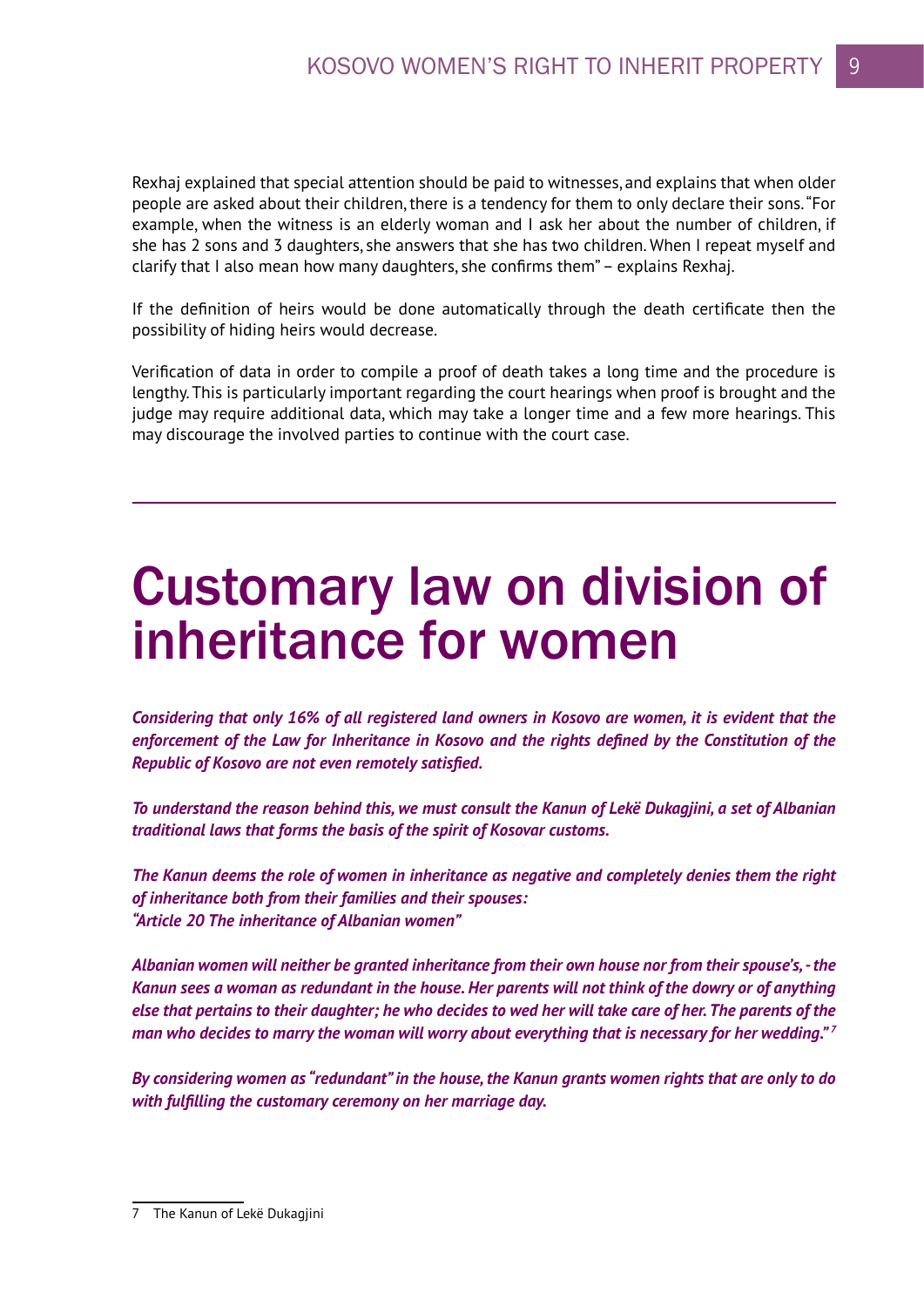Rexhaj explained that special attention should be paid to witnesses, and explains that when older people are asked about their children, there is a tendency for them to only declare their sons. "For example, when the witness is an elderly woman and I ask her about the number of children, if she has 2 sons and 3 daughters, she answers that she has two children. When I repeat myself and clarify that I also mean how many daughters, she confirms them" – explains Rexhaj.

If the definition of heirs would be done automatically through the death certificate then the possibility of hiding heirs would decrease.

Verification of data in order to compile a proof of death takes a long time and the procedure is lengthy. This is particularly important regarding the court hearings when proof is brought and the judge may require additional data, which may take a longer time and a few more hearings. This may discourage the involved parties to continue with the court case.

---

# Customary law on division of inheritance for women

***Considering that only 16% of all registered land owners in Kosovo are women, it is evident that the enforcement of the Law for Inheritance in Kosovo and the rights defined by the Constitution of the Republic of Kosovo are not even remotely satisfied.***

***To understand the reason behind this, we must consult the Kanun of Lekë Dukagjini, a set of Albanian traditional laws that forms the basis of the spirit of Kosovar customs.***

***The Kanun deems the role of women in inheritance as negative and completely denies them the right of inheritance both from their families and their spouses:***
***"Article 20 The inheritance of Albanian women"***

***Albanian women will neither be granted inheritance from their own house nor from their spouse's, - the Kanun sees a woman as redundant in the house. Her parents will not think of the dowry or of anything else that pertains to their daughter; he who decides to wed her will take care of her. The parents of the man who decides to marry the woman will worry about everything that is necessary for her wedding."[7]***

***By considering women as "redundant" in the house, the Kanun grants women rights that are only to do with fulfilling the customary ceremony on her marriage day.***

7 The Kanun of Lekë Dukagjini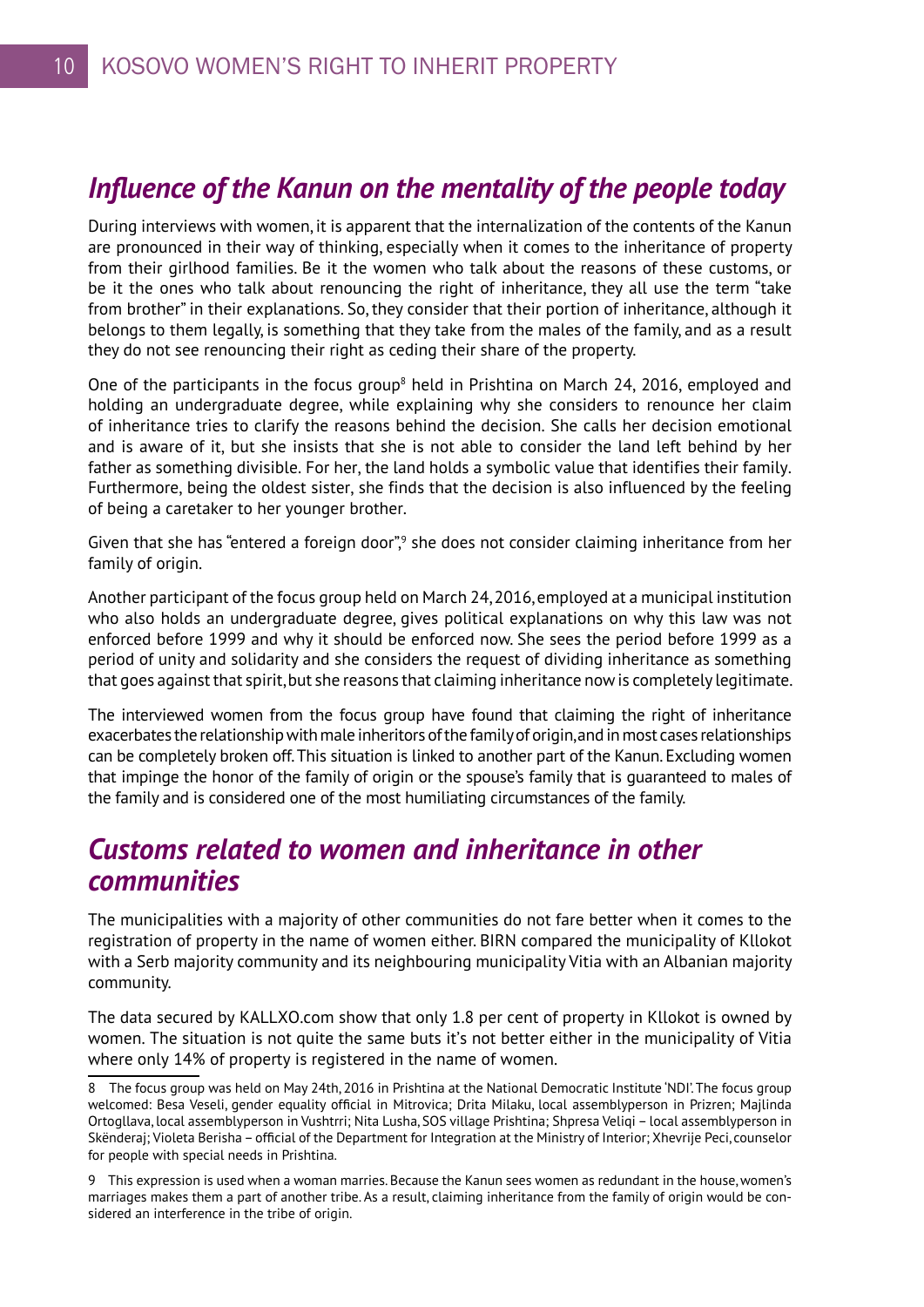## *Influence of the Kanun on the mentality of the people today*

During interviews with women, it is apparent that the internalization of the contents of the Kanun are pronounced in their way of thinking, especially when it comes to the inheritance of property from their girlhood families. Be it the women who talk about the reasons of these customs, or be it the ones who talk about renouncing the right of inheritance, they all use the term "take from brother" in their explanations. So, they consider that their portion of inheritance, although it belongs to them legally, is something that they take from the males of the family, and as a result they do not see renouncing their right as ceding their share of the property.

One of the participants in the focus group[8] held in Prishtina on March 24, 2016, employed and holding an undergraduate degree, while explaining why she considers to renounce her claim of inheritance tries to clarify the reasons behind the decision. She calls her decision emotional and is aware of it, but she insists that she is not able to consider the land left behind by her father as something divisible. For her, the land holds a symbolic value that identifies their family. Furthermore, being the oldest sister, she finds that the decision is also influenced by the feeling of being a caretaker to her younger brother.

Given that she has "entered a foreign door",[9] she does not consider claiming inheritance from her family of origin.

Another participant of the focus group held on March 24, 2016, employed at a municipal institution who also holds an undergraduate degree, gives political explanations on why this law was not enforced before 1999 and why it should be enforced now. She sees the period before 1999 as a period of unity and solidarity and she considers the request of dividing inheritance as something that goes against that spirit, but she reasons that claiming inheritance now is completely legitimate.

The interviewed women from the focus group have found that claiming the right of inheritance exacerbates the relationship with male inheritors of the family of origin, and in most cases relationships can be completely broken off. This situation is linked to another part of the Kanun. Excluding women that impinge the honor of the family of origin or the spouse's family that is guaranteed to males of the family and is considered one of the most humiliating circumstances of the family.

## *Customs related to women and inheritance in other communities*

The municipalities with a majority of other communities do not fare better when it comes to the registration of property in the name of women either. BIRN compared the municipality of Kllokot with a Serb majority community and its neighbouring municipality Vitia with an Albanian majority community.

The data secured by KALLXO.com show that only 1.8 per cent of property in Kllokot is owned by women. The situation is not quite the same buts it's not better either in the municipality of Vitia where only 14% of property is registered in the name of women.

---

8 The focus group was held on May 24th, 2016 in Prishtina at the National Democratic Institute 'NDI'. The focus group welcomed: Besa Veseli, gender equality official in Mitrovica; Drita Milaku, local assemblyperson in Prizren; Majlinda Ortogllava, local assemblyperson in Vushtrri; Nita Lusha, SOS village Prishtina; Shpresa Veliqi – local assemblyperson in Skënderaj; Violeta Berisha – official of the Department for Integration at the Ministry of Interior; Xhevrije Peci, counselor for people with special needs in Prishtina.

9 This expression is used when a woman marries. Because the Kanun sees women as redundant in the house, women's marriages makes them a part of another tribe. As a result, claiming inheritance from the family of origin would be considered an interference in the tribe of origin.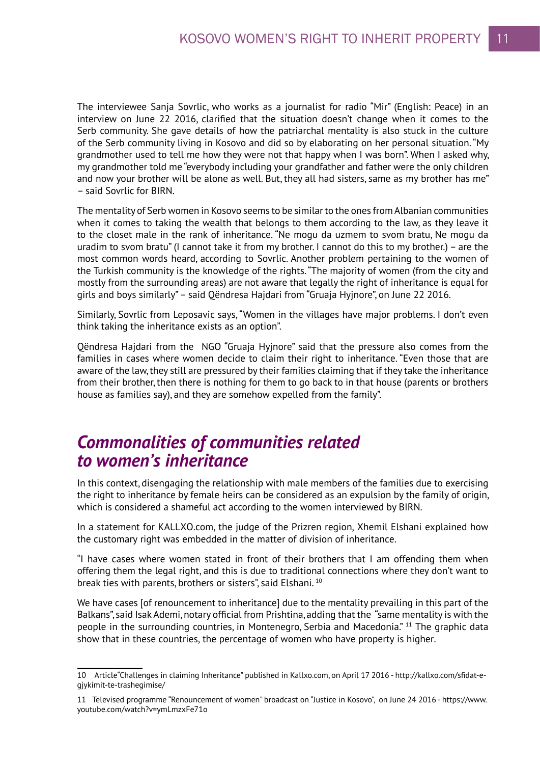The interviewee Sanja Sovrlic, who works as a journalist for radio "Mir" (English: Peace) in an interview on June 22 2016, clarified that the situation doesn't change when it comes to the Serb community. She gave details of how the patriarchal mentality is also stuck in the culture of the Serb community living in Kosovo and did so by elaborating on her personal situation. "My grandmother used to tell me how they were not that happy when I was born". When I asked why, my grandmother told me "everybody including your grandfather and father were the only children and now your brother will be alone as well. But, they all had sisters, same as my brother has me" – said Sovrlic for BIRN.

The mentality of Serb women in Kosovo seems to be similar to the ones from Albanian communities when it comes to taking the wealth that belongs to them according to the law, as they leave it to the closet male in the rank of inheritance. "Ne mogu da uzmem to svom bratu, Ne mogu da uradim to svom bratu" (I cannot take it from my brother. I cannot do this to my brother.) – are the most common words heard, according to Sovrlic. Another problem pertaining to the women of the Turkish community is the knowledge of the rights. "The majority of women (from the city and mostly from the surrounding areas) are not aware that legally the right of inheritance is equal for girls and boys similarly" – said Qëndresa Hajdari from "Gruaja Hyjnore", on June 22 2016.

Similarly, Sovrlic from Leposavic says, "Women in the villages have major problems. I don't even think taking the inheritance exists as an option".

Qëndresa Hajdari from the NGO "Gruaja Hyjnore" said that the pressure also comes from the families in cases where women decide to claim their right to inheritance. "Even those that are aware of the law, they still are pressured by their families claiming that if they take the inheritance from their brother, then there is nothing for them to go back to in that house (parents or brothers house as families say), and they are somehow expelled from the family".

## *Commonalities of communities related to women's inheritance*

In this context, disengaging the relationship with male members of the families due to exercising the right to inheritance by female heirs can be considered as an expulsion by the family of origin, which is considered a shameful act according to the women interviewed by BIRN.

In a statement for KALLXO.com, the judge of the Prizren region, Xhemil Elshani explained how the customary right was embedded in the matter of division of inheritance.

"I have cases where women stated in front of their brothers that I am offending them when offering them the legal right, and this is due to traditional connections where they don't want to break ties with parents, brothers or sisters", said Elshani. [10]

We have cases [of renouncement to inheritance] due to the mentality prevailing in this part of the Balkans", said Isak Ademi, notary official from Prishtina, adding that the "same mentality is with the people in the surrounding countries, in Montenegro, Serbia and Macedonia." [11] The graphic data show that in these countries, the percentage of women who have property is higher.

---

10 Article"Challenges in claiming Inheritance" published in Kallxo.com, on April 17 2016 - http://kallxo.com/sfidat-e-gjykimit-te-trashegimise/

11 Televised programme "Renouncement of women" broadcast on "Justice in Kosovo", on June 24 2016 - https://www.youtube.com/watch?v=ymLmzxFe71o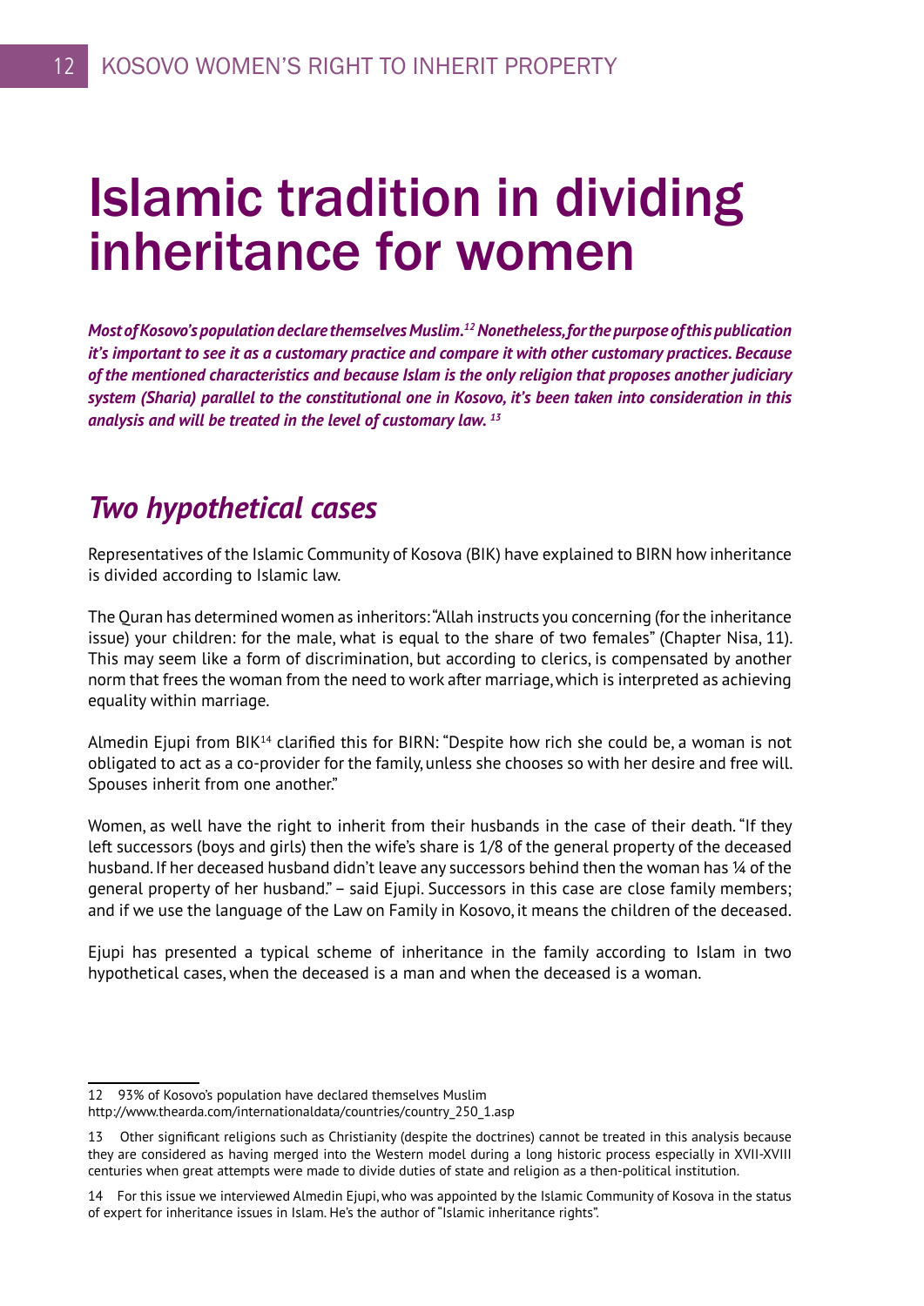# Islamic tradition in dividing inheritance for women

***Most of Kosovo's population declare themselves Muslim.[12] Nonetheless, for the purpose of this publication it's important to see it as a customary practice and compare it with other customary practices. Because of the mentioned characteristics and because Islam is the only religion that proposes another judiciary system (Sharia) parallel to the constitutional one in Kosovo, it's been taken into consideration in this analysis and will be treated in the level of customary law.[13]***

## *Two hypothetical cases*

Representatives of the Islamic Community of Kosova (BIK) have explained to BIRN how inheritance is divided according to Islamic law.

The Quran has determined women as inheritors: "Allah instructs you concerning (for the inheritance issue) your children: for the male, what is equal to the share of two females" (Chapter Nisa, 11). This may seem like a form of discrimination, but according to clerics, is compensated by another norm that frees the woman from the need to work after marriage, which is interpreted as achieving equality within marriage.

Almedin Ejupi from BIK[14] clarified this for BIRN: "Despite how rich she could be, a woman is not obligated to act as a co-provider for the family, unless she chooses so with her desire and free will. Spouses inherit from one another."

Women, as well have the right to inherit from their husbands in the case of their death. "If they left successors (boys and girls) then the wife's share is 1/8 of the general property of the deceased husband. If her deceased husband didn't leave any successors behind then the woman has ¼ of the general property of her husband." – said Ejupi. Successors in this case are close family members; and if we use the language of the Law on Family in Kosovo, it means the children of the deceased.

Ejupi has presented a typical scheme of inheritance in the family according to Islam in two hypothetical cases, when the deceased is a man and when the deceased is a woman.

---

12 93% of Kosovo's population have declared themselves Muslim http://www.thearda.com/internationaldata/countries/country_250_1.asp

13 Other significant religions such as Christianity (despite the doctrines) cannot be treated in this analysis because they are considered as having merged into the Western model during a long historic process especially in XVII-XVIII centuries when great attempts were made to divide duties of state and religion as a then-political institution.

14 For this issue we interviewed Almedin Ejupi, who was appointed by the Islamic Community of Kosova in the status of expert for inheritance issues in Islam. He's the author of "Islamic inheritance rights".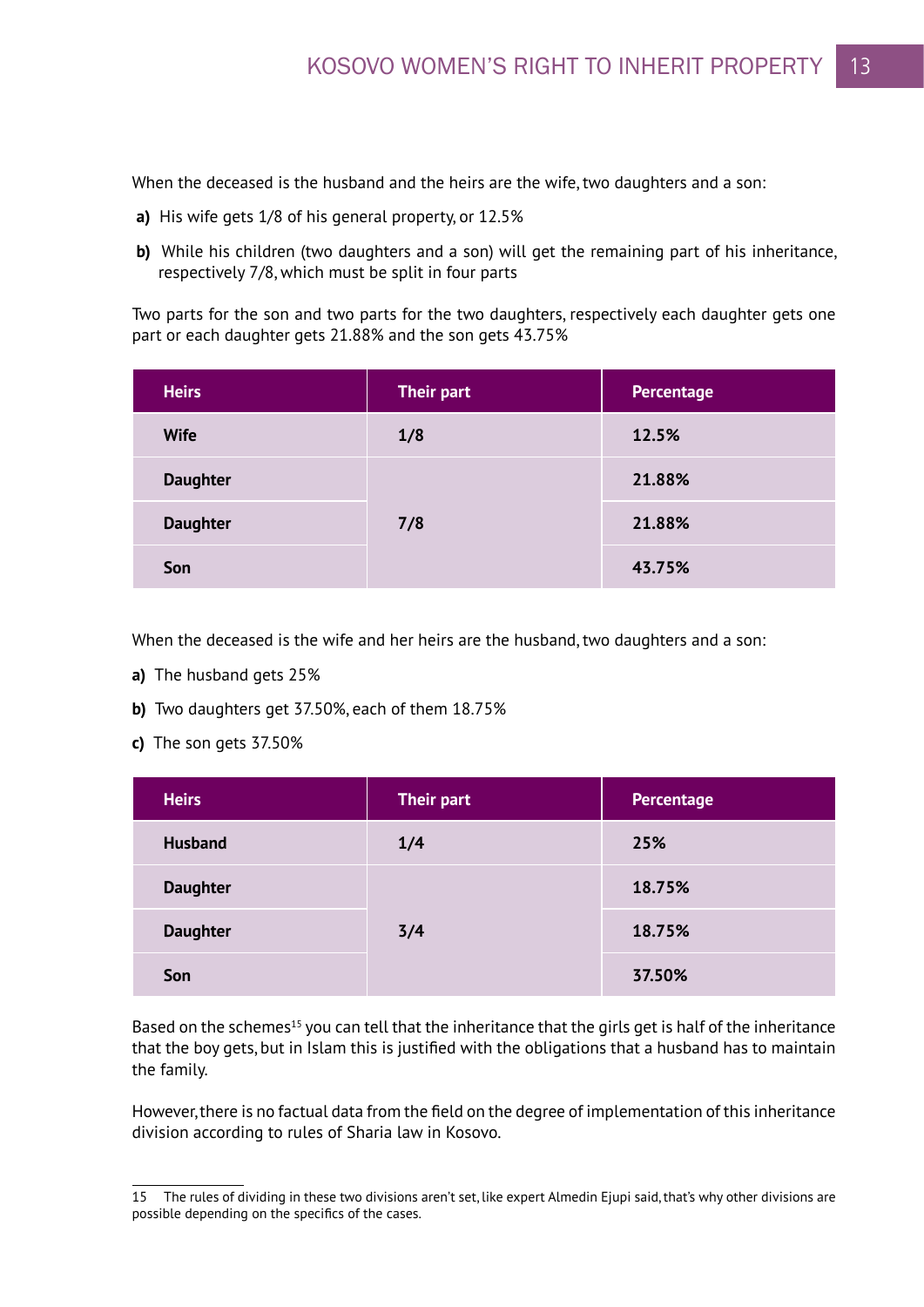When the deceased is the husband and the heirs are the wife, two daughters and a son:

**a)** His wife gets 1/8 of his general property, or 12.5%

**b)** While his children (two daughters and a son) will get the remaining part of his inheritance, respectively 7/8, which must be split in four parts

Two parts for the son and two parts for the two daughters, respectively each daughter gets one part or each daughter gets 21.88% and the son gets 43.75%

| Heirs | Their part | Percentage |
|---|---|---|
| Wife | 1/8 | 12.5% |
| Daughter | 7/8 | 21.88% |
| Daughter | | 21.88% |
| Son | | 43.75% |

When the deceased is the wife and her heirs are the husband, two daughters and a son:

**a)** The husband gets 25%

**b)** Two daughters get 37.50%, each of them 18.75%

**c)** The son gets 37.50%

| Heirs | Their part | Percentage |
|---|---|---|
| Husband | 1/4 | 25% |
| Daughter | 3/4 | 18.75% |
| Daughter | | 18.75% |
| Son | | 37.50% |

Based on the schemes[15] you can tell that the inheritance that the girls get is half of the inheritance that the boy gets, but in Islam this is justified with the obligations that a husband has to maintain the family.

However, there is no factual data from the field on the degree of implementation of this inheritance division according to rules of Sharia law in Kosovo.

---

15 The rules of dividing in these two divisions aren't set, like expert Almedin Ejupi said, that's why other divisions are possible depending on the specifics of the cases.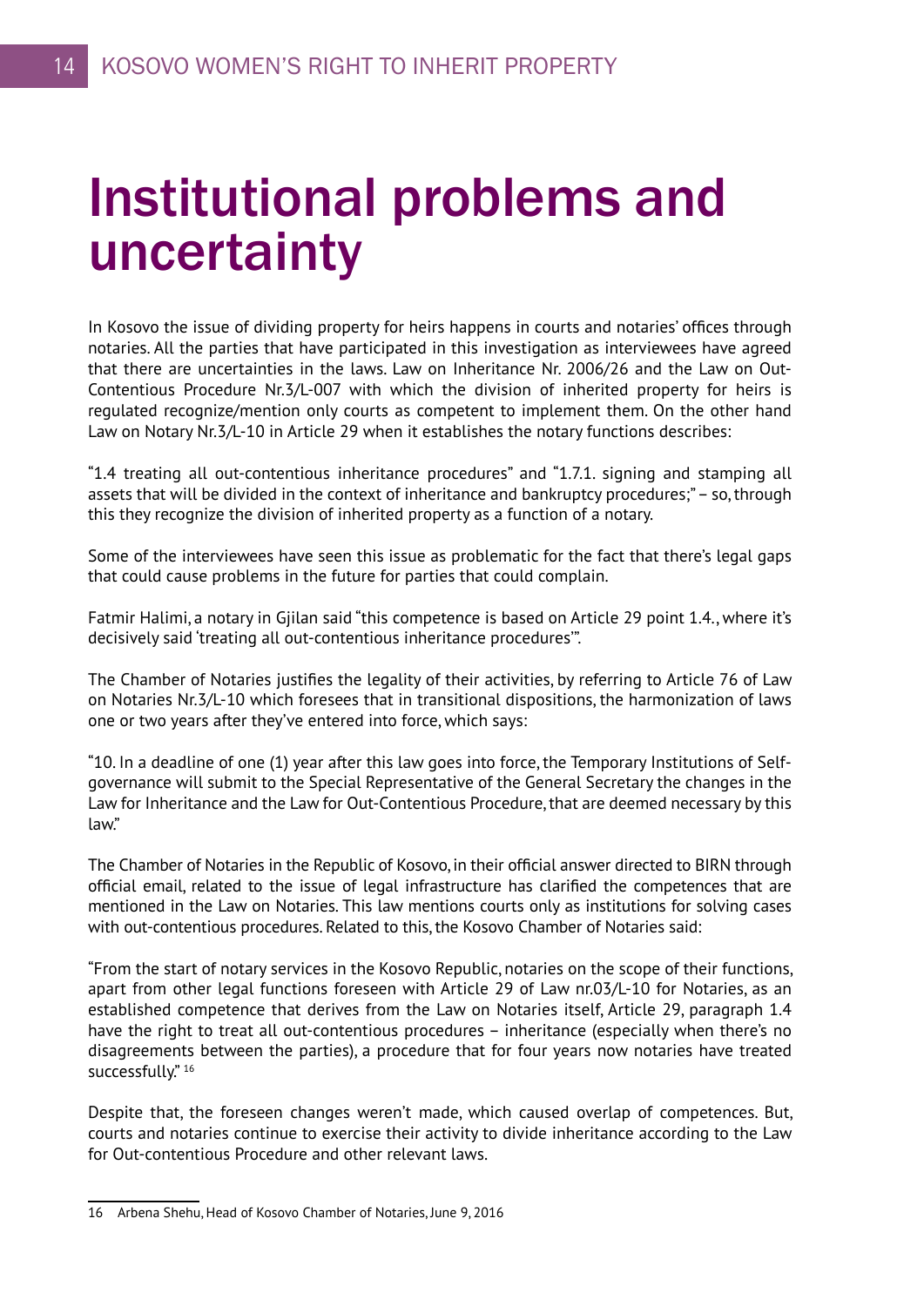# Institutional problems and uncertainty

In Kosovo the issue of dividing property for heirs happens in courts and notaries' offices through notaries. All the parties that have participated in this investigation as interviewees have agreed that there are uncertainties in the laws. Law on Inheritance Nr. 2006/26 and the Law on Out-Contentious Procedure Nr.3/L-007 with which the division of inherited property for heirs is regulated recognize/mention only courts as competent to implement them. On the other hand Law on Notary Nr.3/L-10 in Article 29 when it establishes the notary functions describes:

"1.4 treating all out-contentious inheritance procedures" and "1.7.1. signing and stamping all assets that will be divided in the context of inheritance and bankruptcy procedures;" – so, through this they recognize the division of inherited property as a function of a notary.

Some of the interviewees have seen this issue as problematic for the fact that there's legal gaps that could cause problems in the future for parties that could complain.

Fatmir Halimi, a notary in Gjilan said "this competence is based on Article 29 point 1.4., where it's decisively said 'treating all out-contentious inheritance procedures'".

The Chamber of Notaries justifies the legality of their activities, by referring to Article 76 of Law on Notaries Nr.3/L-10 which foresees that in transitional dispositions, the harmonization of laws one or two years after they've entered into force, which says:

"10. In a deadline of one (1) year after this law goes into force, the Temporary Institutions of Self-governance will submit to the Special Representative of the General Secretary the changes in the Law for Inheritance and the Law for Out-Contentious Procedure, that are deemed necessary by this law."

The Chamber of Notaries in the Republic of Kosovo, in their official answer directed to BIRN through official email, related to the issue of legal infrastructure has clarified the competences that are mentioned in the Law on Notaries. This law mentions courts only as institutions for solving cases with out-contentious procedures. Related to this, the Kosovo Chamber of Notaries said:

"From the start of notary services in the Kosovo Republic, notaries on the scope of their functions, apart from other legal functions foreseen with Article 29 of Law nr.03/L-10 for Notaries, as an established competence that derives from the Law on Notaries itself, Article 29, paragraph 1.4 have the right to treat all out-contentious procedures – inheritance (especially when there's no disagreements between the parties), a procedure that for four years now notaries have treated successfully." [16]

Despite that, the foreseen changes weren't made, which caused overlap of competences. But, courts and notaries continue to exercise their activity to divide inheritance according to the Law for Out-contentious Procedure and other relevant laws.

---

16 Arbena Shehu, Head of Kosovo Chamber of Notaries, June 9, 2016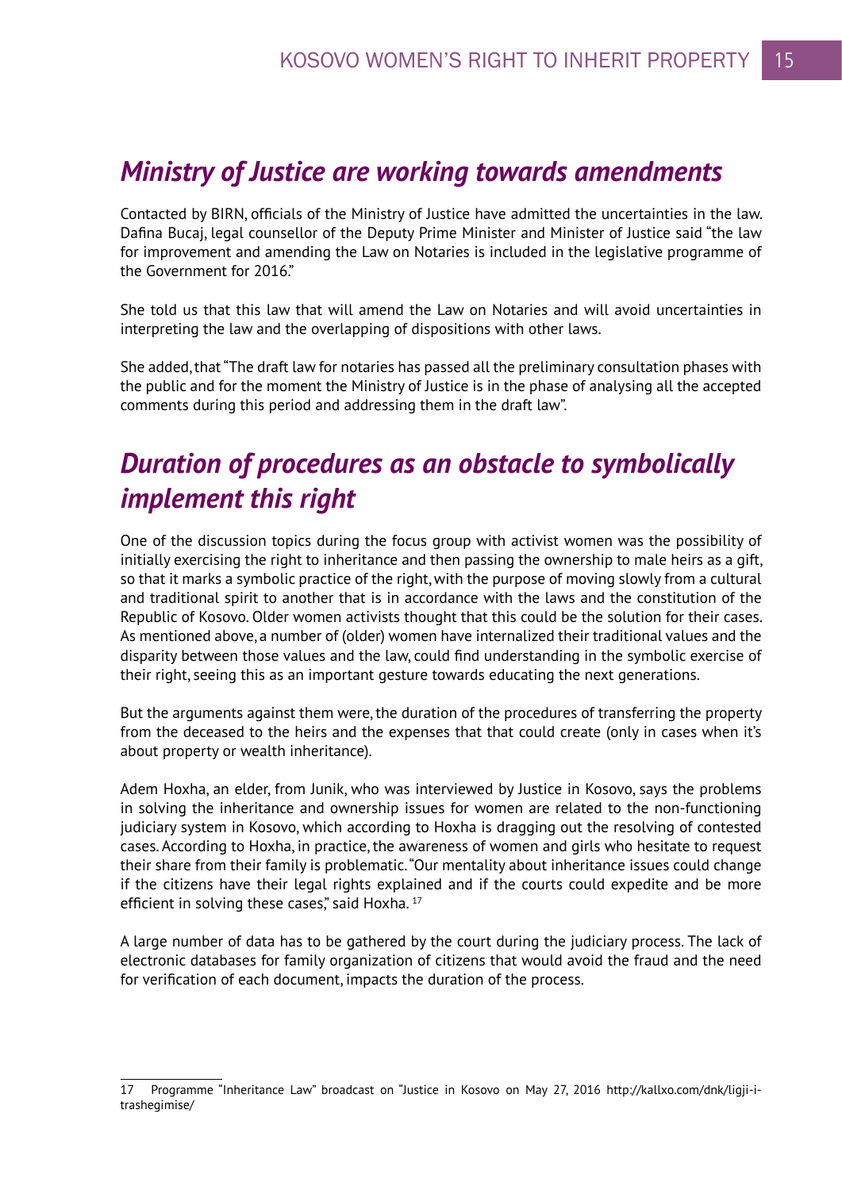## *Ministry of Justice are working towards amendments*

Contacted by BIRN, officials of the Ministry of Justice have admitted the uncertainties in the law. Dafina Bucaj, legal counsellor of the Deputy Prime Minister and Minister of Justice said "the law for improvement and amending the Law on Notaries is included in the legislative programme of the Government for 2016."

She told us that this law that will amend the Law on Notaries and will avoid uncertainties in interpreting the law and the overlapping of dispositions with other laws.

She added, that "The draft law for notaries has passed all the preliminary consultation phases with the public and for the moment the Ministry of Justice is in the phase of analysing all the accepted comments during this period and addressing them in the draft law".

## *Duration of procedures as an obstacle to symbolically implement this right*

One of the discussion topics during the focus group with activist women was the possibility of initially exercising the right to inheritance and then passing the ownership to male heirs as a gift, so that it marks a symbolic practice of the right, with the purpose of moving slowly from a cultural and traditional spirit to another that is in accordance with the laws and the constitution of the Republic of Kosovo. Older women activists thought that this could be the solution for their cases. As mentioned above, a number of (older) women have internalized their traditional values and the disparity between those values and the law, could find understanding in the symbolic exercise of their right, seeing this as an important gesture towards educating the next generations.

But the arguments against them were, the duration of the procedures of transferring the property from the deceased to the heirs and the expenses that that could create (only in cases when it's about property or wealth inheritance).

Adem Hoxha, an elder, from Junik, who was interviewed by Justice in Kosovo, says the problems in solving the inheritance and ownership issues for women are related to the non-functioning judiciary system in Kosovo, which according to Hoxha is dragging out the resolving of contested cases. According to Hoxha, in practice, the awareness of women and girls who hesitate to request their share from their family is problematic. "Our mentality about inheritance issues could change if the citizens have their legal rights explained and if the courts could expedite and be more efficient in solving these cases," said Hoxha. [17]

A large number of data has to be gathered by the court during the judiciary process. The lack of electronic databases for family organization of citizens that would avoid the fraud and the need for verification of each document, impacts the duration of the process.

---

17 Programme "Inheritance Law" broadcast on "Justice in Kosovo on May 27, 2016 http://kallxo.com/dnk/ligji-i-trashegimise/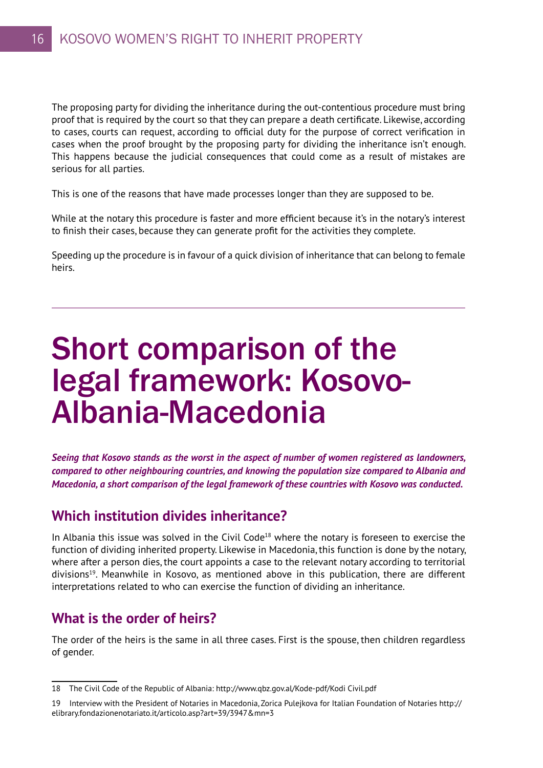The proposing party for dividing the inheritance during the out-contentious procedure must bring proof that is required by the court so that they can prepare a death certificate. Likewise, according to cases, courts can request, according to official duty for the purpose of correct verification in cases when the proof brought by the proposing party for dividing the inheritance isn't enough. This happens because the judicial consequences that could come as a result of mistakes are serious for all parties.

This is one of the reasons that have made processes longer than they are supposed to be.

While at the notary this procedure is faster and more efficient because it's in the notary's interest to finish their cases, because they can generate profit for the activities they complete.

Speeding up the procedure is in favour of a quick division of inheritance that can belong to female heirs.

---

# Short comparison of the legal framework: Kosovo-Albania-Macedonia

***Seeing that Kosovo stands as the worst in the aspect of number of women registered as landowners, compared to other neighbouring countries, and knowing the population size compared to Albania and Macedonia, a short comparison of the legal framework of these countries with Kosovo was conducted.***

## Which institution divides inheritance?

In Albania this issue was solved in the Civil Code[18] where the notary is foreseen to exercise the function of dividing inherited property. Likewise in Macedonia, this function is done by the notary, where after a person dies, the court appoints a case to the relevant notary according to territorial divisions[19]. Meanwhile in Kosovo, as mentioned above in this publication, there are different interpretations related to who can exercise the function of dividing an inheritance.

## What is the order of heirs?

The order of the heirs is the same in all three cases. First is the spouse, then children regardless of gender.

---

18 The Civil Code of the Republic of Albania: http://www.qbz.gov.al/Kode-pdf/Kodi Civil.pdf

19 Interview with the President of Notaries in Macedonia, Zorica Pulejkova for Italian Foundation of Notaries http://elibrary.fondazionenotariato.it/articolo.asp?art=39/3947&mn=3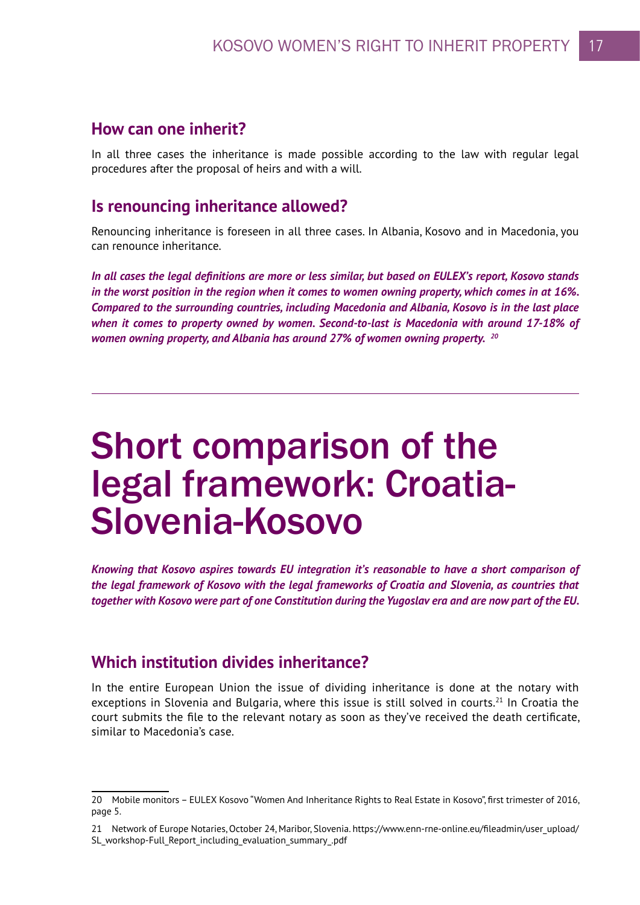## How can one inherit?

In all three cases the inheritance is made possible according to the law with regular legal procedures after the proposal of heirs and with a will.

## Is renouncing inheritance allowed?

Renouncing inheritance is foreseen in all three cases. In Albania, Kosovo and in Macedonia, you can renounce inheritance.

***In all cases the legal definitions are more or less similar, but based on EULEX's report, Kosovo stands in the worst position in the region when it comes to women owning property, which comes in at 16%. Compared to the surrounding countries, including Macedonia and Albania, Kosovo is in the last place when it comes to property owned by women. Second-to-last is Macedonia with around 17-18% of women owning property, and Albania has around 27% of women owning property.*** [20]

---

# Short comparison of the legal framework: Croatia-Slovenia-Kosovo

***Knowing that Kosovo aspires towards EU integration it's reasonable to have a short comparison of the legal framework of Kosovo with the legal frameworks of Croatia and Slovenia, as countries that together with Kosovo were part of one Constitution during the Yugoslav era and are now part of the EU.***

## Which institution divides inheritance?

In the entire European Union the issue of dividing inheritance is done at the notary with exceptions in Slovenia and Bulgaria, where this issue is still solved in courts.[21] In Croatia the court submits the file to the relevant notary as soon as they've received the death certificate, similar to Macedonia's case.

---

20 Mobile monitors – EULEX Kosovo "Women And Inheritance Rights to Real Estate in Kosovo", first trimester of 2016, page 5.

21 Network of Europe Notaries, October 24, Maribor, Slovenia. https://www.enn-rne-online.eu/fileadmin/user_upload/SL_workshop-Full_Report_including_evaluation_summary_.pdf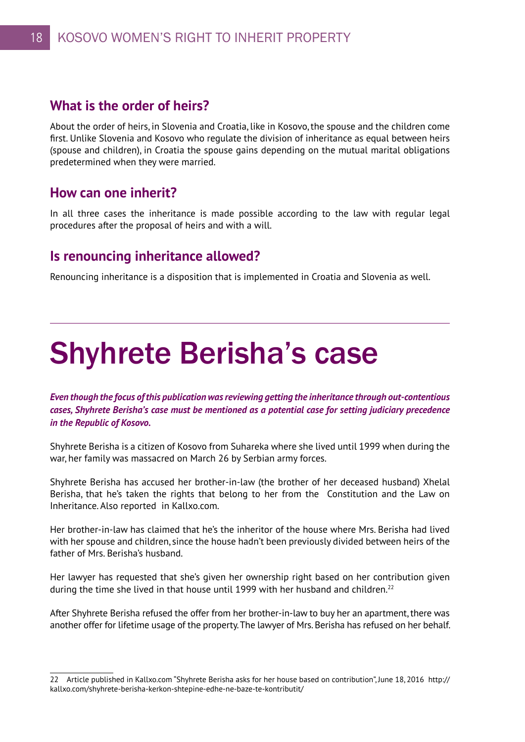### What is the order of heirs?

About the order of heirs, in Slovenia and Croatia, like in Kosovo, the spouse and the children come first. Unlike Slovenia and Kosovo who regulate the division of inheritance as equal between heirs (spouse and children), in Croatia the spouse gains depending on the mutual marital obligations predetermined when they were married.

### How can one inherit?

In all three cases the inheritance is made possible according to the law with regular legal procedures after the proposal of heirs and with a will.

### Is renouncing inheritance allowed?

Renouncing inheritance is a disposition that is implemented in Croatia and Slovenia as well.

---

# Shyhrete Berisha's case

***Even though the focus of this publication was reviewing getting the inheritance through out-contentious cases, Shyhrete Berisha's case must be mentioned as a potential case for setting judiciary precedence in the Republic of Kosovo.***

Shyhrete Berisha is a citizen of Kosovo from Suhareka where she lived until 1999 when during the war, her family was massacred on March 26 by Serbian army forces.

Shyhrete Berisha has accused her brother-in-law (the brother of her deceased husband) Xhelal Berisha, that he's taken the rights that belong to her from the Constitution and the Law on Inheritance. Also reported in Kallxo.com.

Her brother-in-law has claimed that he's the inheritor of the house where Mrs. Berisha had lived with her spouse and children, since the house hadn't been previously divided between heirs of the father of Mrs. Berisha's husband.

Her lawyer has requested that she's given her ownership right based on her contribution given during the time she lived in that house until 1999 with her husband and children.[22]

After Shyhrete Berisha refused the offer from her brother-in-law to buy her an apartment, there was another offer for lifetime usage of the property. The lawyer of Mrs. Berisha has refused on her behalf.

---

22 Article published in Kallxo.com "Shyhrete Berisha asks for her house based on contribution", June 18, 2016 http://kallxo.com/shyhrete-berisha-kerkon-shtepine-edhe-ne-baze-te-kontributit/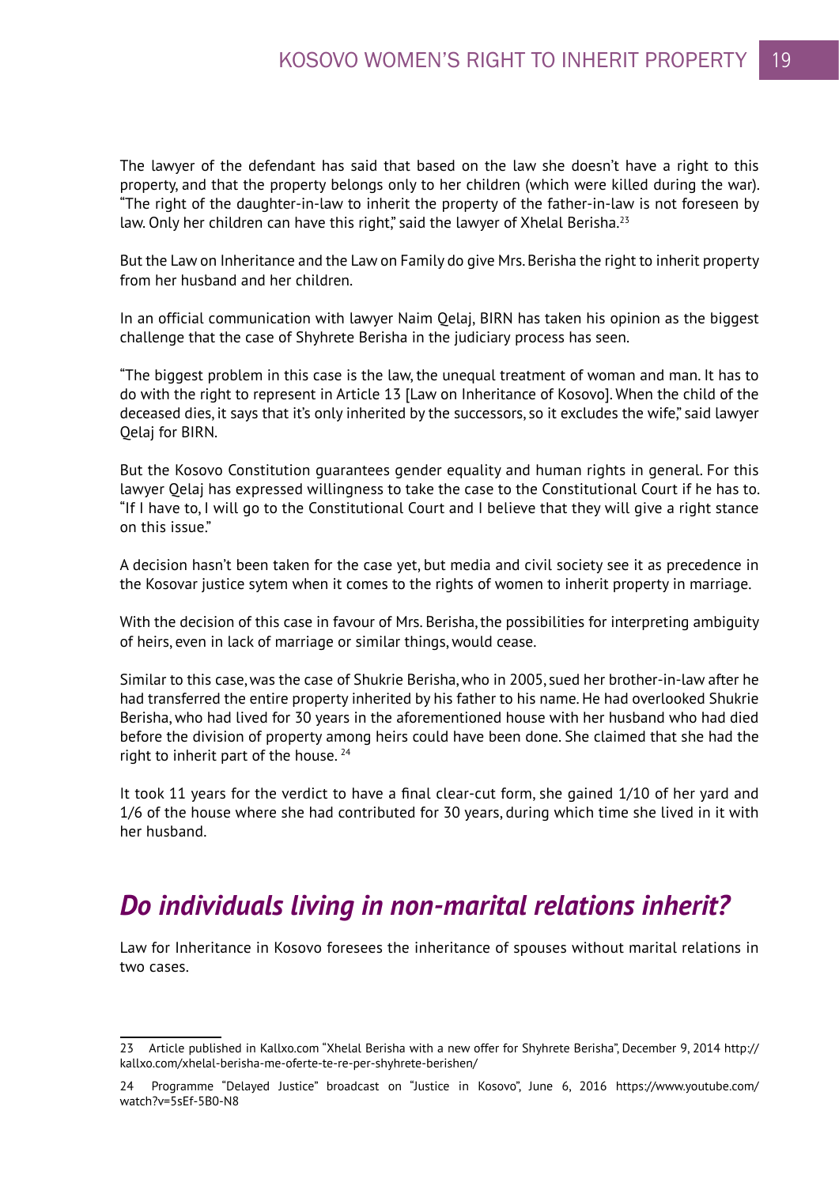The lawyer of the defendant has said that based on the law she doesn't have a right to this property, and that the property belongs only to her children (which were killed during the war). "The right of the daughter-in-law to inherit the property of the father-in-law is not foreseen by law. Only her children can have this right," said the lawyer of Xhelal Berisha.[23]

But the Law on Inheritance and the Law on Family do give Mrs. Berisha the right to inherit property from her husband and her children.

In an official communication with lawyer Naim Qelaj, BIRN has taken his opinion as the biggest challenge that the case of Shyhrete Berisha in the judiciary process has seen.

"The biggest problem in this case is the law, the unequal treatment of woman and man. It has to do with the right to represent in Article 13 [Law on Inheritance of Kosovo]. When the child of the deceased dies, it says that it's only inherited by the successors, so it excludes the wife," said lawyer Qelaj for BIRN.

But the Kosovo Constitution guarantees gender equality and human rights in general. For this lawyer Qelaj has expressed willingness to take the case to the Constitutional Court if he has to. "If I have to, I will go to the Constitutional Court and I believe that they will give a right stance on this issue."

A decision hasn't been taken for the case yet, but media and civil society see it as precedence in the Kosovar justice sytem when it comes to the rights of women to inherit property in marriage.

With the decision of this case in favour of Mrs. Berisha, the possibilities for interpreting ambiguity of heirs, even in lack of marriage or similar things, would cease.

Similar to this case, was the case of Shukrie Berisha, who in 2005, sued her brother-in-law after he had transferred the entire property inherited by his father to his name. He had overlooked Shukrie Berisha, who had lived for 30 years in the aforementioned house with her husband who had died before the division of property among heirs could have been done. She claimed that she had the right to inherit part of the house.[24]

It took 11 years for the verdict to have a final clear-cut form, she gained 1/10 of her yard and 1/6 of the house where she had contributed for 30 years, during which time she lived in it with her husband.

## *Do individuals living in non-marital relations inherit?*

Law for Inheritance in Kosovo foresees the inheritance of spouses without marital relations in two cases.

---

23 Article published in Kallxo.com "Xhelal Berisha with a new offer for Shyhrete Berisha", December 9, 2014 http://kallxo.com/xhelal-berisha-me-oferte-te-re-per-shyhrete-berishen/

24 Programme "Delayed Justice" broadcast on "Justice in Kosovo", June 6, 2016 https://www.youtube.com/watch?v=5sEf-5B0-N8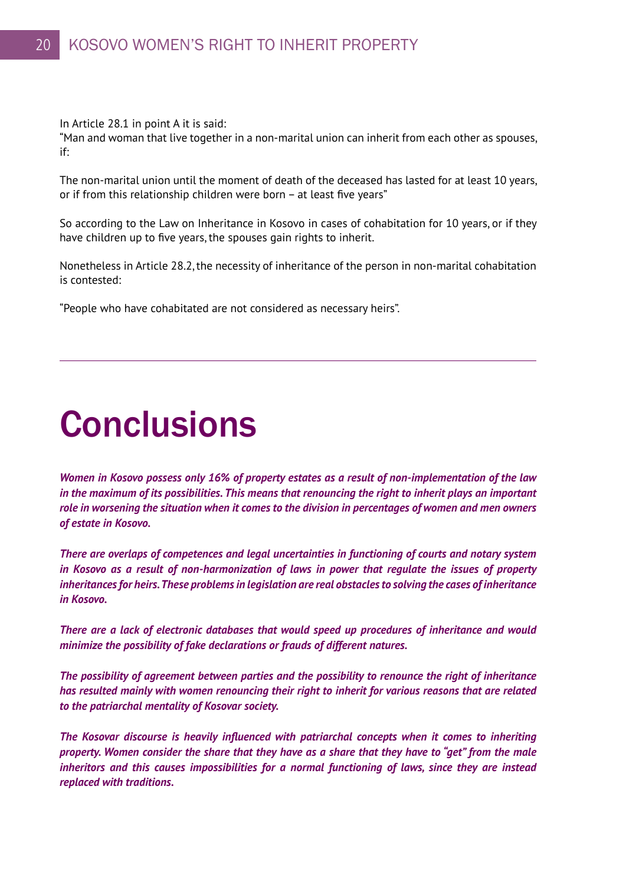In Article 28.1 in point A it is said:
"Man and woman that live together in a non-marital union can inherit from each other as spouses, if:

The non-marital union until the moment of death of the deceased has lasted for at least 10 years, or if from this relationship children were born – at least five years"

So according to the Law on Inheritance in Kosovo in cases of cohabitation for 10 years, or if they have children up to five years, the spouses gain rights to inherit.

Nonetheless in Article 28.2, the necessity of inheritance of the person in non-marital cohabitation is contested:

"People who have cohabitated are not considered as necessary heirs".

---

# Conclusions

***Women in Kosovo possess only 16% of property estates as a result of non-implementation of the law in the maximum of its possibilities. This means that renouncing the right to inherit plays an important role in worsening the situation when it comes to the division in percentages of women and men owners of estate in Kosovo.***

***There are overlaps of competences and legal uncertainties in functioning of courts and notary system in Kosovo as a result of non-harmonization of laws in power that regulate the issues of property inheritances for heirs. These problems in legislation are real obstacles to solving the cases of inheritance in Kosovo.***

***There are a lack of electronic databases that would speed up procedures of inheritance and would minimize the possibility of fake declarations or frauds of different natures.***

***The possibility of agreement between parties and the possibility to renounce the right of inheritance has resulted mainly with women renouncing their right to inherit for various reasons that are related to the patriarchal mentality of Kosovar society.***

***The Kosovar discourse is heavily influenced with patriarchal concepts when it comes to inheriting property. Women consider the share that they have as a share that they have to "get" from the male inheritors and this causes impossibilities for a normal functioning of laws, since they are instead replaced with traditions.***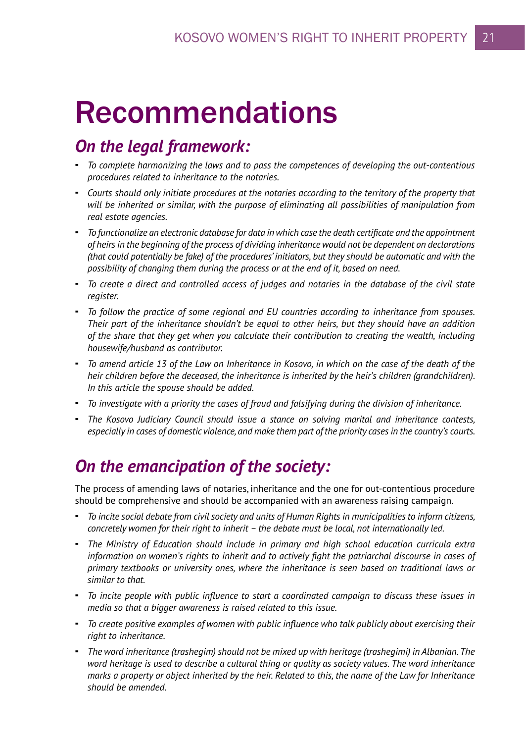# Recommendations

## On the legal framework:

- *To complete harmonizing the laws and to pass the competences of developing the out-contentious procedures related to inheritance to the notaries.*
- *Courts should only initiate procedures at the notaries according to the territory of the property that will be inherited or similar, with the purpose of eliminating all possibilities of manipulation from real estate agencies.*
- *To functionalize an electronic database for data in which case the death certificate and the appointment of heirs in the beginning of the process of dividing inheritance would not be dependent on declarations (that could potentially be fake) of the procedures' initiators, but they should be automatic and with the possibility of changing them during the process or at the end of it, based on need.*
- *To create a direct and controlled access of judges and notaries in the database of the civil state register.*
- *To follow the practice of some regional and EU countries according to inheritance from spouses. Their part of the inheritance shouldn't be equal to other heirs, but they should have an addition of the share that they get when you calculate their contribution to creating the wealth, including housewife/husband as contributor.*
- *To amend article 13 of the Law on Inheritance in Kosovo, in which on the case of the death of the heir children before the deceased, the inheritance is inherited by the heir's children (grandchildren). In this article the spouse should be added.*
- *To investigate with a priority the cases of fraud and falsifying during the division of inheritance.*
- *The Kosovo Judiciary Council should issue a stance on solving marital and inheritance contests, especially in cases of domestic violence, and make them part of the priority cases in the country's courts.*

## On the emancipation of the society:

The process of amending laws of notaries, inheritance and the one for out-contentious procedure should be comprehensive and should be accompanied with an awareness raising campaign.

- *To incite social debate from civil society and units of Human Rights in municipalities to inform citizens, concretely women for their right to inherit – the debate must be local, not internationally led.*
- *The Ministry of Education should include in primary and high school education curricula extra information on women's rights to inherit and to actively fight the patriarchal discourse in cases of primary textbooks or university ones, where the inheritance is seen based on traditional laws or similar to that.*
- *To incite people with public influence to start a coordinated campaign to discuss these issues in media so that a bigger awareness is raised related to this issue.*
- *To create positive examples of women with public influence who talk publicly about exercising their right to inheritance.*
- *The word inheritance (trashegim) should not be mixed up with heritage (trashegimi) in Albanian. The word heritage is used to describe a cultural thing or quality as society values. The word inheritance marks a property or object inherited by the heir. Related to this, the name of the Law for Inheritance should be amended.*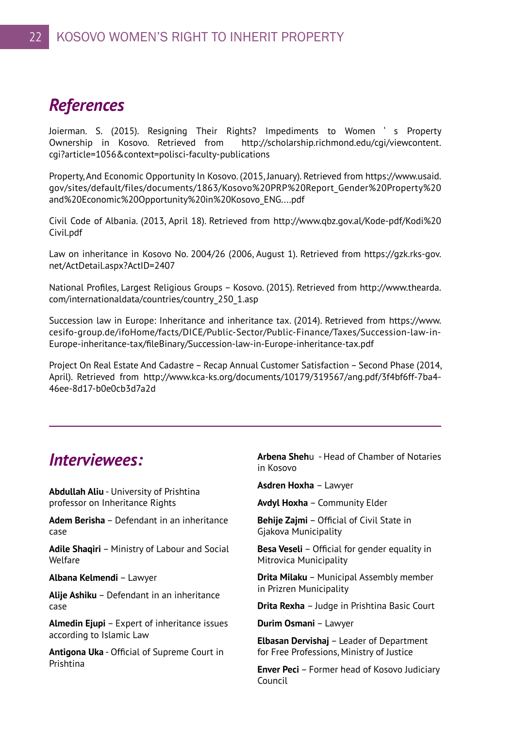## References

Joierman. S. (2015). Resigning Their Rights? Impediments to Women ' s Property Ownership in Kosovo. Retrieved from http://scholarship.richmond.edu/cgi/viewcontent.cgi?article=1056&context=polisci-faculty-publications

Property, And Economic Opportunity In Kosovo. (2015, January). Retrieved from https://www.usaid.gov/sites/default/files/documents/1863/Kosovo%20PRP%20Report_Gender%20Property%20and%20Economic%20Opportunity%20in%20Kosovo_ENG....pdf

Civil Code of Albania. (2013, April 18). Retrieved from http://www.qbz.gov.al/Kode-pdf/Kodi%20Civil.pdf

Law on inheritance in Kosovo No. 2004/26 (2006, August 1). Retrieved from https://gzk.rks-gov.net/ActDetail.aspx?ActID=2407

National Profiles, Largest Religious Groups – Kosovo. (2015). Retrieved from http://www.thearda.com/internationaldata/countries/country_250_1.asp

Succession law in Europe: Inheritance and inheritance tax. (2014). Retrieved from https://www.cesifo-group.de/ifoHome/facts/DICE/Public-Sector/Public-Finance/Taxes/Succession-law-in-Europe-inheritance-tax/fileBinary/Succession-law-in-Europe-inheritance-tax.pdf

Project On Real Estate And Cadastre – Recap Annual Customer Satisfaction – Second Phase (2014, April). Retrieved from http://www.kca-ks.org/documents/10179/319567/ang.pdf/3f4bf6ff-7ba4-46ee-8d17-b0e0cb3d7a2d

---

## Interviewees:

**Abdullah Aliu** - University of Prishtina professor on Inheritance Rights

**Adem Berisha** – Defendant in an inheritance case

**Adile Shaqiri** – Ministry of Labour and Social Welfare

**Albana Kelmendi** – Lawyer

**Alije Ashiku** – Defendant in an inheritance case

**Almedin Ejupi** – Expert of inheritance issues according to Islamic Law

**Antigona Uka** - Official of Supreme Court in Prishtina

**Arbena Sheh**u - Head of Chamber of Notaries in Kosovo

**Asdren Hoxha** – Lawyer

**Avdyl Hoxha** – Community Elder

**Behije Zajmi** – Official of Civil State in Gjakova Municipality

**Besa Veseli** – Official for gender equality in Mitrovica Municipality

**Drita Milaku** – Municipal Assembly member in Prizren Municipality

**Drita Rexha** – Judge in Prishtina Basic Court

**Durim Osmani** – Lawyer

**Elbasan Dervishaj** – Leader of Department for Free Professions, Ministry of Justice

**Enver Peci** – Former head of Kosovo Judiciary Council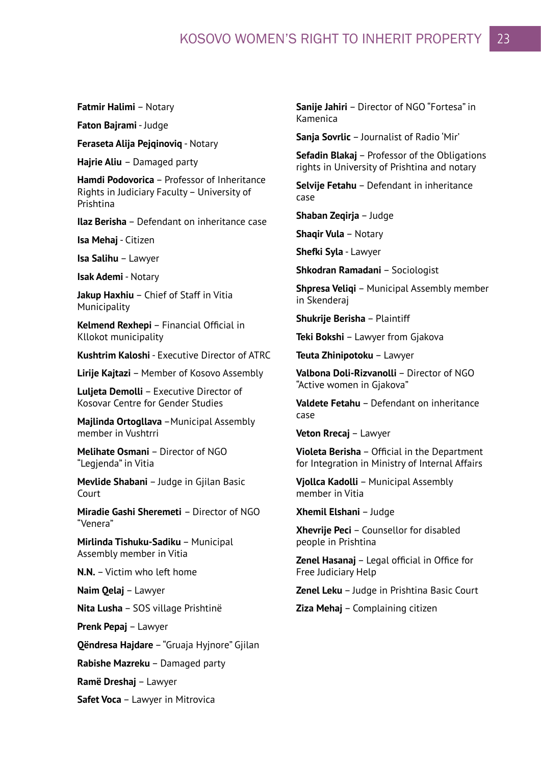**Fatmir Halimi** – Notary

**Faton Bajrami** - Judge

**Feraseta Alija Pejqinoviq** - Notary

**Hajrie Aliu** – Damaged party

**Hamdi Podovorica** – Professor of Inheritance Rights in Judiciary Faculty – University of Prishtina

**Ilaz Berisha** – Defendant on inheritance case

**Isa Mehaj** - Citizen

**Isa Salihu** – Lawyer

**Isak Ademi** - Notary

**Jakup Haxhiu** – Chief of Staff in Vitia Municipality

**Kelmend Rexhepi** – Financial Official in Kllokot municipality

**Kushtrim Kaloshi** - Executive Director of ATRC

**Lirije Kajtazi** – Member of Kosovo Assembly

**Luljeta Demolli** – Executive Director of Kosovar Centre for Gender Studies

**Majlinda Ortogllava** –Municipal Assembly member in Vushtrri

**Melihate Osmani** – Director of NGO "Legjenda" in Vitia

**Mevlide Shabani** – Judge in Gjilan Basic Court

**Miradie Gashi Sheremeti** – Director of NGO "Venera"

**Mirlinda Tishuku-Sadiku** – Municipal Assembly member in Vitia

**N.N.** – Victim who left home

**Naim Qelaj** – Lawyer

**Nita Lusha** – SOS village Prishtinë

**Prenk Pepaj** – Lawyer

**Qëndresa Hajdare** – "Gruaja Hyjnore" Gjilan

**Rabishe Mazreku** – Damaged party

**Ramë Dreshaj** – Lawyer

**Safet Voca** – Lawyer in Mitrovica

**Sanije Jahiri** – Director of NGO "Fortesa" in Kamenica

**Sanja Sovrlic** – Journalist of Radio 'Mir'

**Sefadin Blakaj** – Professor of the Obligations rights in University of Prishtina and notary

**Selvije Fetahu** – Defendant in inheritance case

**Shaban Zeqirja** – Judge

**Shaqir Vula** – Notary

**Shefki Syla** - Lawyer

**Shkodran Ramadani** – Sociologist

**Shpresa Veliqi** – Municipal Assembly member in Skenderaj

**Shukrije Berisha** – Plaintiff

**Teki Bokshi** – Lawyer from Gjakova

**Teuta Zhinipotoku** – Lawyer

**Valbona Doli-Rizvanolli** – Director of NGO "Active women in Gjakova"

**Valdete Fetahu** – Defendant on inheritance case

**Veton Rrecaj** – Lawyer

**Violeta Berisha** – Official in the Department for Integration in Ministry of Internal Affairs

**Vjollca Kadolli** – Municipal Assembly member in Vitia

**Xhemil Elshani** – Judge

**Xhevrije Peci** – Counsellor for disabled people in Prishtina

**Zenel Hasanaj** – Legal official in Office for Free Judiciary Help

**Zenel Leku** – Judge in Prishtina Basic Court

**Ziza Mehaj** – Complaining citizen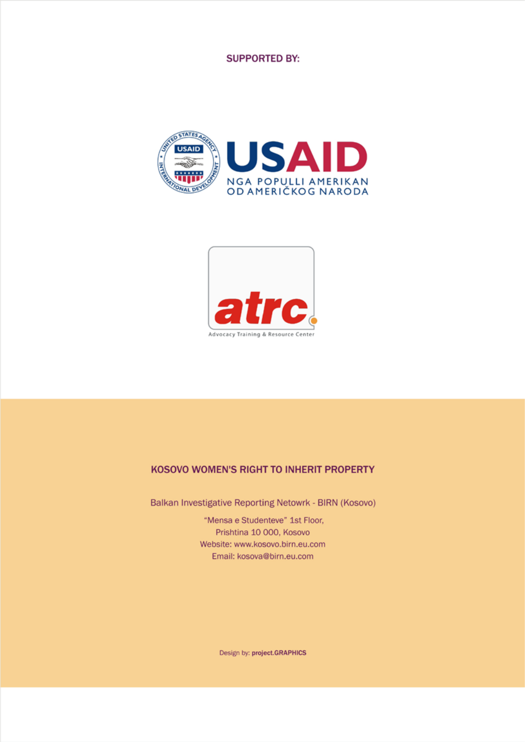SUPPORTED BY:

USAID

NGA POPULLI AMERIKAN

OD AMERIČKOG NARODA

atrc

Advocacy Training & Resource Center

**KOSOVO WOMEN'S RIGHT TO INHERIT PROPERTY**

Balkan Investigative Reporting Netowrk - BIRN (Kosovo)

"Mensa e Studenteve" 1st Floor,
Prishtina 10 000, Kosovo
Website: www.kosovo.birn.eu.com
Email: kosova@birn.eu.com

Design by: **project.GRAPHICS**